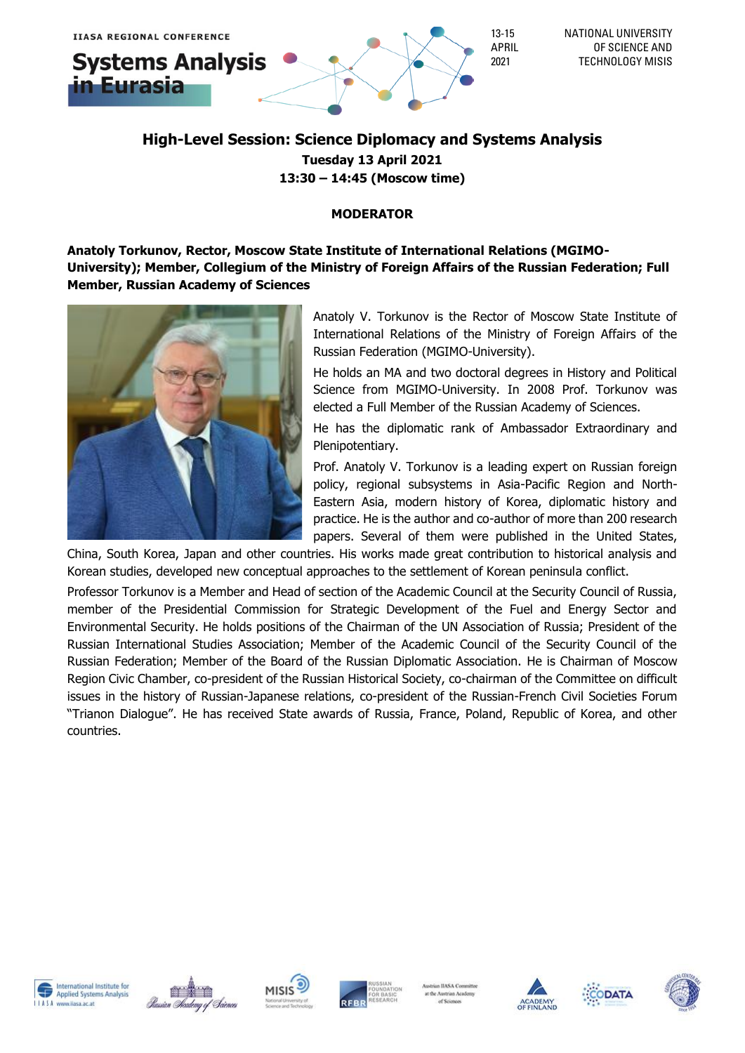IIASA REGIONAL CONFERENCE

# Systems Analysis in Eurasia

13-15 APRIL 2021

NATIONAL UNIVERSITY OF SCIENCE AND TECHNOLOGY MISIS

## High-Level Session: Science Diplomacy and Systems Analysis

**Tuesday 13 April 2021**

**13:30 – 14:45 (Moscow time)**

### MODERATOR

**Anatoly Torkunov, Rector, Moscow State Institute of International Relations (MGIMO-University); Member, Collegium of the Ministry of Foreign Affairs of the Russian Federation; Full Member, Russian Academy of Sciences**

Anatoly V. Torkunov is the Rector of Moscow State Institute of International Relations of the Ministry of Foreign Affairs of the Russian Federation (MGIMO-University).

He holds an MA and two doctoral degrees in History and Political Science from MGIMO-University. In 2008 Prof. Torkunov was elected a Full Member of the Russian Academy of Sciences.

He has the diplomatic rank of Ambassador Extraordinary and Plenipotentiary.

Prof. Anatoly V. Torkunov is a leading expert on Russian foreign policy, regional subsystems in Asia-Pacific Region and North-Eastern Asia, modern history of Korea, diplomatic history and practice. He is the author and co-author of more than 200 research papers. Several of them were published in the United States, China, South Korea, Japan and other countries. His works made great contribution to historical analysis and Korean studies, developed new conceptual approaches to the settlement of Korean peninsula conflict.

Professor Torkunov is a Member and Head of section of the Academic Council at the Security Council of Russia, member of the Presidential Commission for Strategic Development of the Fuel and Energy Sector and Environmental Security. He holds positions of the Chairman of the UN Association of Russia; President of the Russian International Studies Association; Member of the Academic Council of the Security Council of the Russian Federation; Member of the Board of the Russian Diplomatic Association. He is Chairman of Moscow Region Civic Chamber, co-president of the Russian Historical Society, co-chairman of the Committee on difficult issues in the history of Russian-Japanese relations, co-president of the Russian-French Civil Societies Forum "Trianon Dialogue". He has received State awards of Russia, France, Poland, Republic of Korea, and other countries.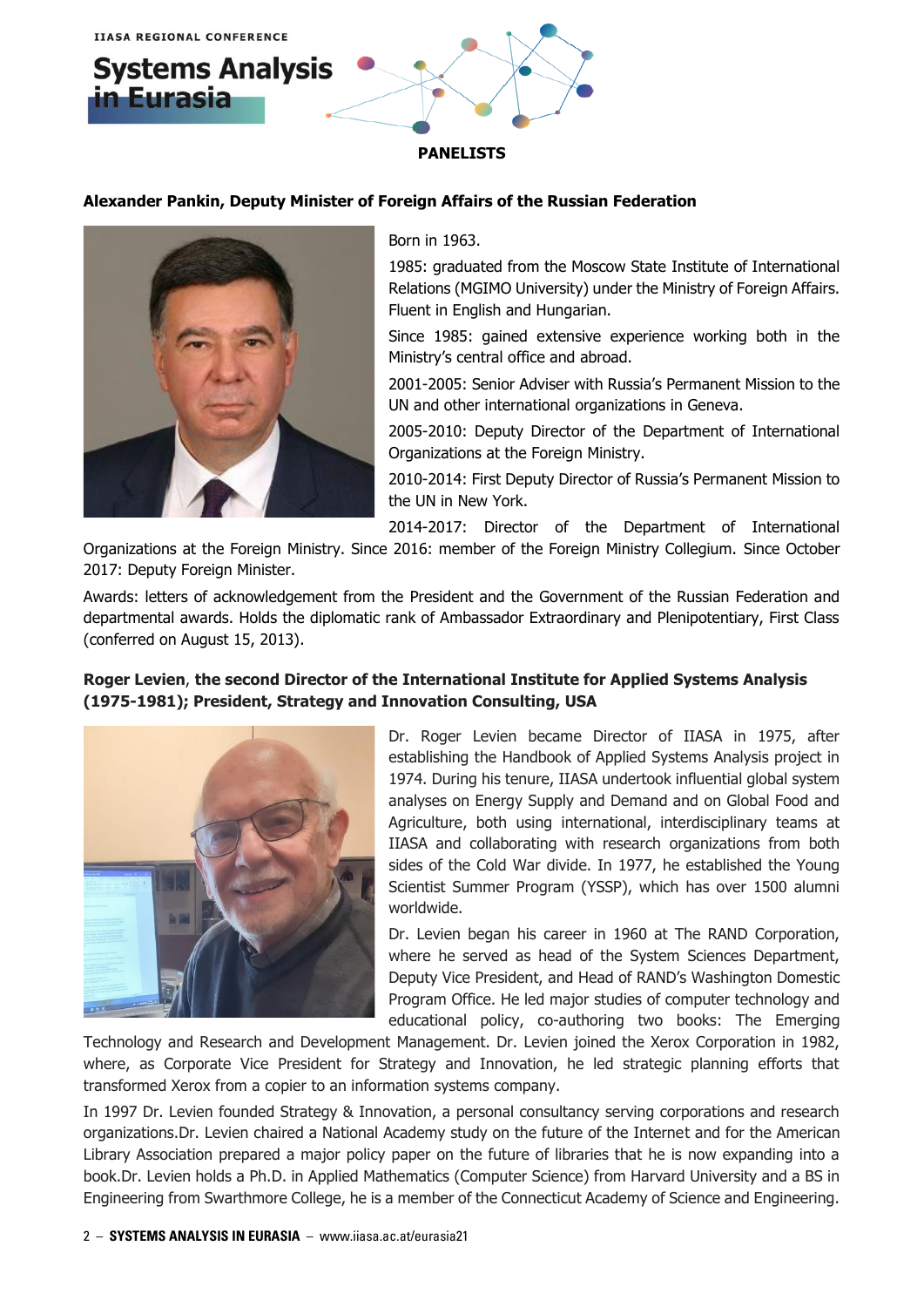## PANELISTS

**Alexander Pankin, Deputy Minister of Foreign Affairs of the Russian Federation**

Born in 1963.

1985: graduated from the Moscow State Institute of International Relations (MGIMO University) under the Ministry of Foreign Affairs. Fluent in English and Hungarian.

Since 1985: gained extensive experience working both in the Ministry's central office and abroad.

2001-2005: Senior Adviser with Russia's Permanent Mission to the UN and other international organizations in Geneva.

2005-2010: Deputy Director of the Department of International Organizations at the Foreign Ministry.

2010-2014: First Deputy Director of Russia's Permanent Mission to the UN in New York.

2014-2017: Director of the Department of International Organizations at the Foreign Ministry. Since 2016: member of the Foreign Ministry Collegium. Since October 2017: Deputy Foreign Minister.

Awards: letters of acknowledgement from the President and the Government of the Russian Federation and departmental awards. Holds the diplomatic rank of Ambassador Extraordinary and Plenipotentiary, First Class (conferred on August 15, 2013).

**Roger Levien, the second Director of the International Institute for Applied Systems Analysis (1975-1981); President, Strategy and Innovation Consulting, USA**

Dr. Roger Levien became Director of IIASA in 1975, after establishing the Handbook of Applied Systems Analysis project in 1974. During his tenure, IIASA undertook influential global system analyses on Energy Supply and Demand and on Global Food and Agriculture, both using international, interdisciplinary teams at IIASA and collaborating with research organizations from both sides of the Cold War divide. In 1977, he established the Young Scientist Summer Program (YSSP), which has over 1500 alumni worldwide.

Dr. Levien began his career in 1960 at The RAND Corporation, where he served as head of the System Sciences Department, Deputy Vice President, and Head of RAND's Washington Domestic Program Office. He led major studies of computer technology and educational policy, co-authoring two books: The Emerging Technology and Research and Development Management. Dr. Levien joined the Xerox Corporation in 1982, where, as Corporate Vice President for Strategy and Innovation, he led strategic planning efforts that transformed Xerox from a copier to an information systems company.

In 1997 Dr. Levien founded Strategy & Innovation, a personal consultancy serving corporations and research organizations.Dr. Levien chaired a National Academy study on the future of the Internet and for the American Library Association prepared a major policy paper on the future of libraries that he is now expanding into a book.Dr. Levien holds a Ph.D. in Applied Mathematics (Computer Science) from Harvard University and a BS in Engineering from Swarthmore College, he is a member of the Connecticut Academy of Science and Engineering.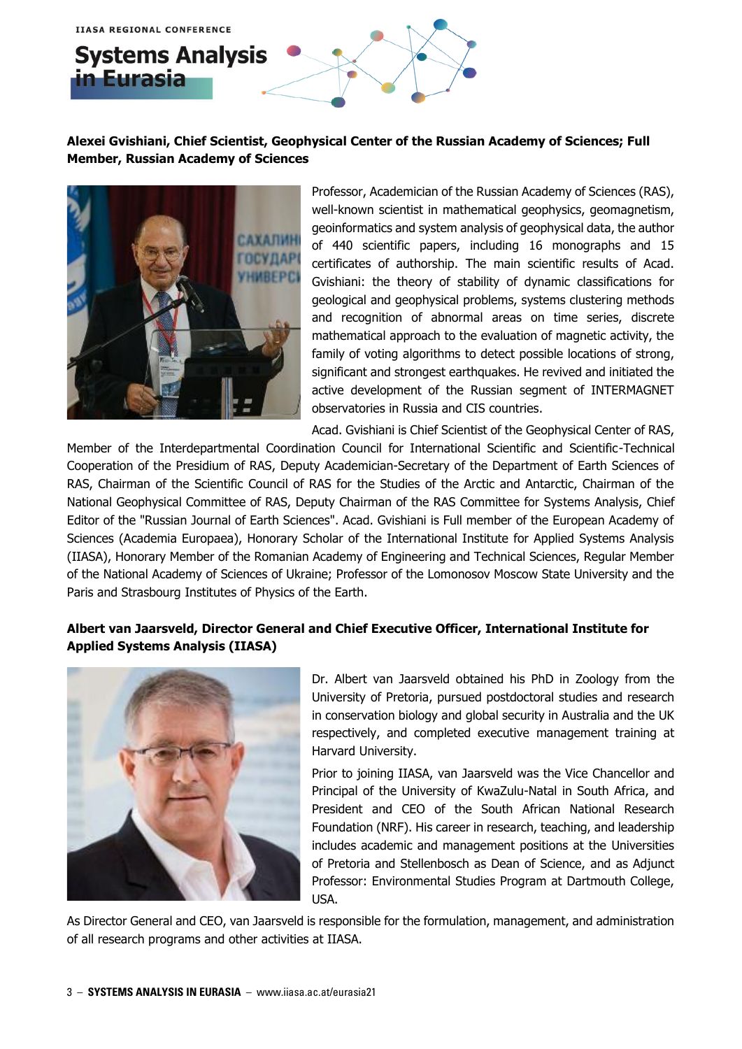**Alexei Gvishiani, Chief Scientist, Geophysical Center of the Russian Academy of Sciences; Full Member, Russian Academy of Sciences**

Professor, Academician of the Russian Academy of Sciences (RAS), well-known scientist in mathematical geophysics, geomagnetism, geoinformatics and system analysis of geophysical data, the author of 440 scientific papers, including 16 monographs and 15 certificates of authorship. The main scientific results of Acad. Gvishiani: the theory of stability of dynamic classifications for geological and geophysical problems, systems clustering methods and recognition of abnormal areas on time series, discrete mathematical approach to the evaluation of magnetic activity, the family of voting algorithms to detect possible locations of strong, significant and strongest earthquakes. He revived and initiated the active development of the Russian segment of INTERMAGNET observatories in Russia and CIS countries.

Acad. Gvishiani is Chief Scientist of the Geophysical Center of RAS, Member of the Interdepartmental Coordination Council for International Scientific and Scientific-Technical Cooperation of the Presidium of RAS, Deputy Academician-Secretary of the Department of Earth Sciences of RAS, Chairman of the Scientific Council of RAS for the Studies of the Arctic and Antarctic, Chairman of the National Geophysical Committee of RAS, Deputy Chairman of the RAS Committee for Systems Analysis, Chief Editor of the "Russian Journal of Earth Sciences". Acad. Gvishiani is Full member of the European Academy of Sciences (Academia Europaea), Honorary Scholar of the International Institute for Applied Systems Analysis (IIASA), Honorary Member of the Romanian Academy of Engineering and Technical Sciences, Regular Member of the National Academy of Sciences of Ukraine; Professor of the Lomonosov Moscow State University and the Paris and Strasbourg Institutes of Physics of the Earth.

**Albert van Jaarsveld, Director General and Chief Executive Officer, International Institute for Applied Systems Analysis (IIASA)**

Dr. Albert van Jaarsveld obtained his PhD in Zoology from the University of Pretoria, pursued postdoctoral studies and research in conservation biology and global security in Australia and the UK respectively, and completed executive management training at Harvard University.

Prior to joining IIASA, van Jaarsveld was the Vice Chancellor and Principal of the University of KwaZulu-Natal in South Africa, and President and CEO of the South African National Research Foundation (NRF). His career in research, teaching, and leadership includes academic and management positions at the Universities of Pretoria and Stellenbosch as Dean of Science, and as Adjunct Professor: Environmental Studies Program at Dartmouth College, USA.

As Director General and CEO, van Jaarsveld is responsible for the formulation, management, and administration of all research programs and other activities at IIASA.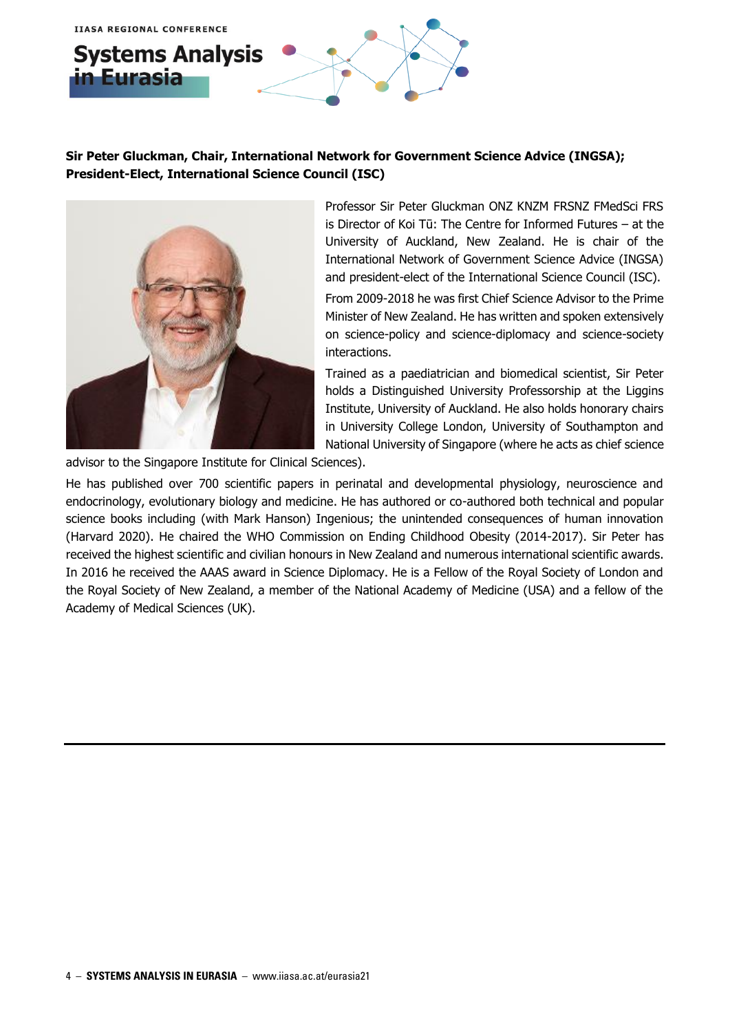**Sir Peter Gluckman, Chair, International Network for Government Science Advice (INGSA); President-Elect, International Science Council (ISC)**

Professor Sir Peter Gluckman ONZ KNZM FRSNZ FMedSci FRS is Director of Koi Tū: The Centre for Informed Futures – at the University of Auckland, New Zealand. He is chair of the International Network of Government Science Advice (INGSA) and president-elect of the International Science Council (ISC).

From 2009-2018 he was first Chief Science Advisor to the Prime Minister of New Zealand. He has written and spoken extensively on science-policy and science-diplomacy and science-society interactions.

Trained as a paediatrician and biomedical scientist, Sir Peter holds a Distinguished University Professorship at the Liggins Institute, University of Auckland. He also holds honorary chairs in University College London, University of Southampton and National University of Singapore (where he acts as chief science advisor to the Singapore Institute for Clinical Sciences).

He has published over 700 scientific papers in perinatal and developmental physiology, neuroscience and endocrinology, evolutionary biology and medicine. He has authored or co-authored both technical and popular science books including (with Mark Hanson) Ingenious; the unintended consequences of human innovation (Harvard 2020). He chaired the WHO Commission on Ending Childhood Obesity (2014-2017). Sir Peter has received the highest scientific and civilian honours in New Zealand and numerous international scientific awards. In 2016 he received the AAAS award in Science Diplomacy. He is a Fellow of the Royal Society of London and the Royal Society of New Zealand, a member of the National Academy of Medicine (USA) and a fellow of the Academy of Medical Sciences (UK).